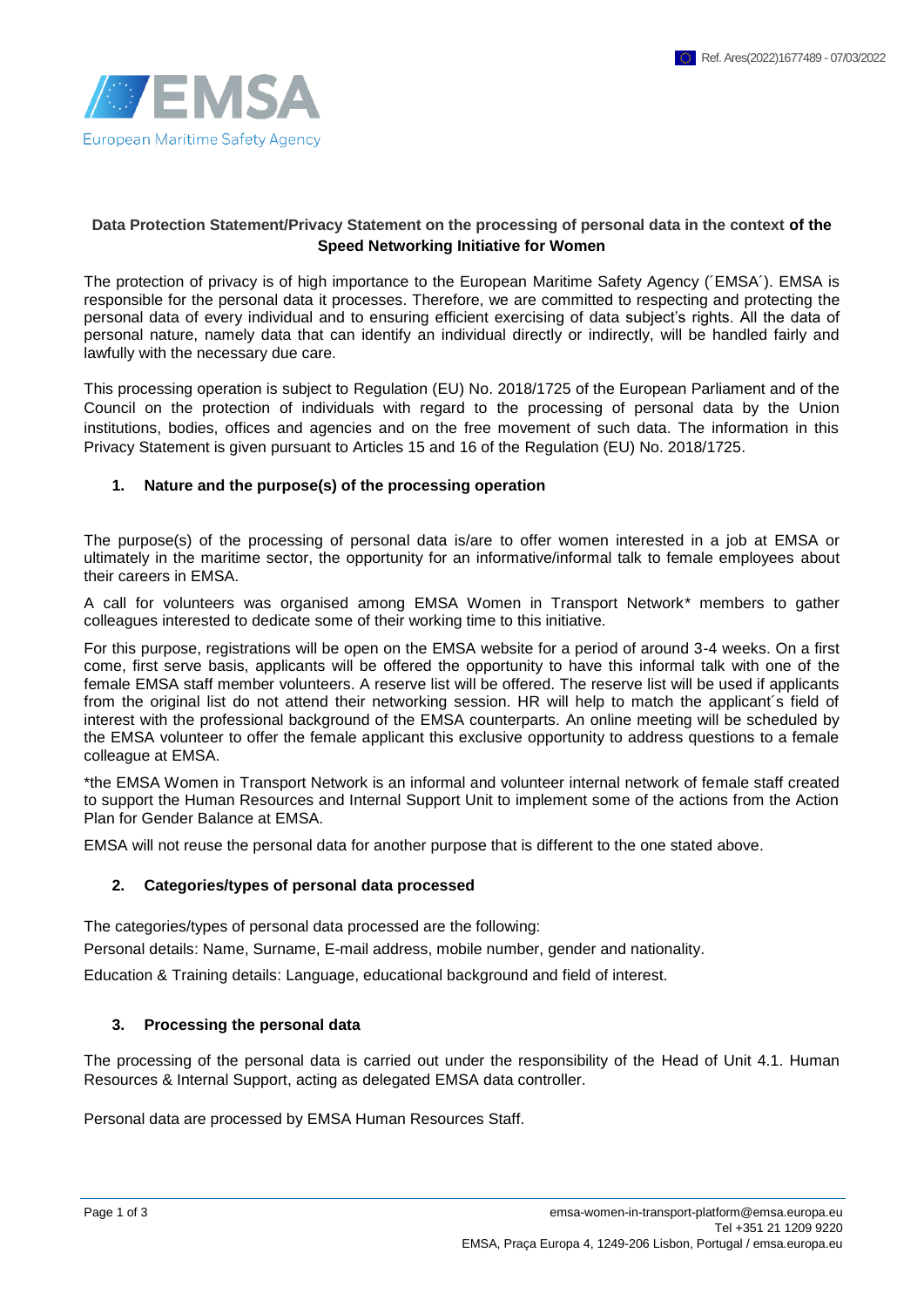Ref. Ares(2022)1677489 - 07/03/2022

EMSA
European Maritime Safety Agency

**Data Protection Statement/Privacy Statement on the processing of personal data in the context of the Speed Networking Initiative for Women**

The protection of privacy is of high importance to the European Maritime Safety Agency (´EMSA´). EMSA is responsible for the personal data it processes. Therefore, we are committed to respecting and protecting the personal data of every individual and to ensuring efficient exercising of data subject's rights. All the data of personal nature, namely data that can identify an individual directly or indirectly, will be handled fairly and lawfully with the necessary due care.

This processing operation is subject to Regulation (EU) No. 2018/1725 of the European Parliament and of the Council on the protection of individuals with regard to the processing of personal data by the Union institutions, bodies, offices and agencies and on the free movement of such data. The information in this Privacy Statement is given pursuant to Articles 15 and 16 of the Regulation (EU) No. 2018/1725.

## 1. Nature and the purpose(s) of the processing operation

The purpose(s) of the processing of personal data is/are to offer women interested in a job at EMSA or ultimately in the maritime sector, the opportunity for an informative/informal talk to female employees about their careers in EMSA.

A call for volunteers was organised among EMSA Women in Transport Network* members to gather colleagues interested to dedicate some of their working time to this initiative.

For this purpose, registrations will be open on the EMSA website for a period of around 3-4 weeks. On a first come, first serve basis, applicants will be offered the opportunity to have this informal talk with one of the female EMSA staff member volunteers. A reserve list will be offered. The reserve list will be used if applicants from the original list do not attend their networking session. HR will help to match the applicant´s field of interest with the professional background of the EMSA counterparts. An online meeting will be scheduled by the EMSA volunteer to offer the female applicant this exclusive opportunity to address questions to a female colleague at EMSA.

*the EMSA Women in Transport Network is an informal and volunteer internal network of female staff created to support the Human Resources and Internal Support Unit to implement some of the actions from the Action Plan for Gender Balance at EMSA.

EMSA will not reuse the personal data for another purpose that is different to the one stated above.

## 2. Categories/types of personal data processed

The categories/types of personal data processed are the following:

Personal details: Name, Surname, E-mail address, mobile number, gender and nationality.

Education & Training details: Language, educational background and field of interest.

## 3. Processing the personal data

The processing of the personal data is carried out under the responsibility of the Head of Unit 4.1. Human Resources & Internal Support, acting as delegated EMSA data controller.

Personal data are processed by EMSA Human Resources Staff.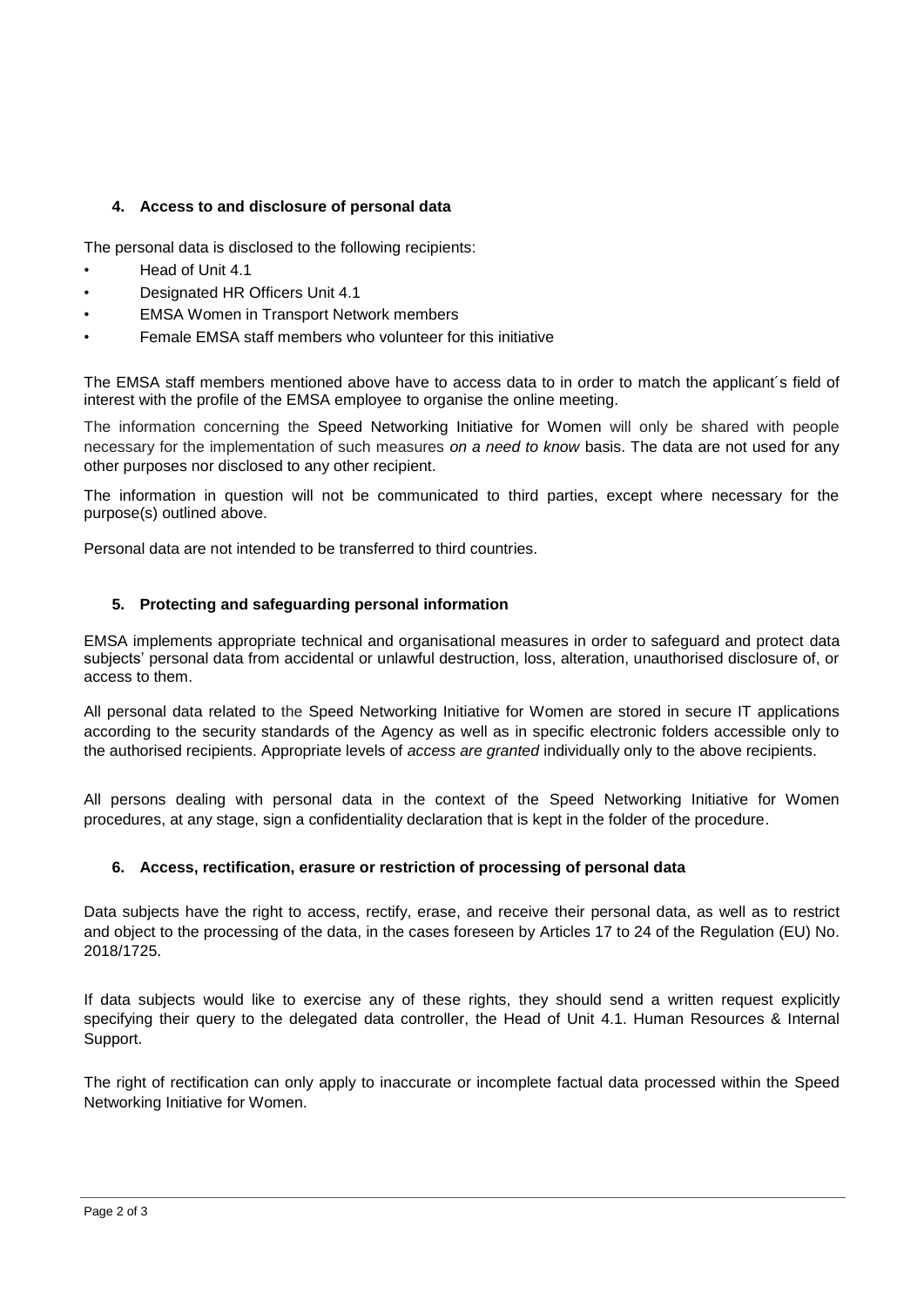### 4. Access to and disclosure of personal data

The personal data is disclosed to the following recipients:

- Head of Unit 4.1
- Designated HR Officers Unit 4.1
- EMSA Women in Transport Network members
- Female EMSA staff members who volunteer for this initiative

The EMSA staff members mentioned above have to access data to in order to match the applicant´s field of interest with the profile of the EMSA employee to organise the online meeting.

The information concerning the Speed Networking Initiative for Women will only be shared with people necessary for the implementation of such measures *on a need to know* basis. The data are not used for any other purposes nor disclosed to any other recipient.

The information in question will not be communicated to third parties, except where necessary for the purpose(s) outlined above.

Personal data are not intended to be transferred to third countries.

### 5. Protecting and safeguarding personal information

EMSA implements appropriate technical and organisational measures in order to safeguard and protect data subjects' personal data from accidental or unlawful destruction, loss, alteration, unauthorised disclosure of, or access to them.

All personal data related to the Speed Networking Initiative for Women are stored in secure IT applications according to the security standards of the Agency as well as in specific electronic folders accessible only to the authorised recipients. Appropriate levels of *access are granted* individually only to the above recipients.

All persons dealing with personal data in the context of the Speed Networking Initiative for Women procedures, at any stage, sign a confidentiality declaration that is kept in the folder of the procedure.

### 6. Access, rectification, erasure or restriction of processing of personal data

Data subjects have the right to access, rectify, erase, and receive their personal data, as well as to restrict and object to the processing of the data, in the cases foreseen by Articles 17 to 24 of the Regulation (EU) No. 2018/1725.

If data subjects would like to exercise any of these rights, they should send a written request explicitly specifying their query to the delegated data controller, the Head of Unit 4.1. Human Resources & Internal Support.

The right of rectification can only apply to inaccurate or incomplete factual data processed within the Speed Networking Initiative for Women.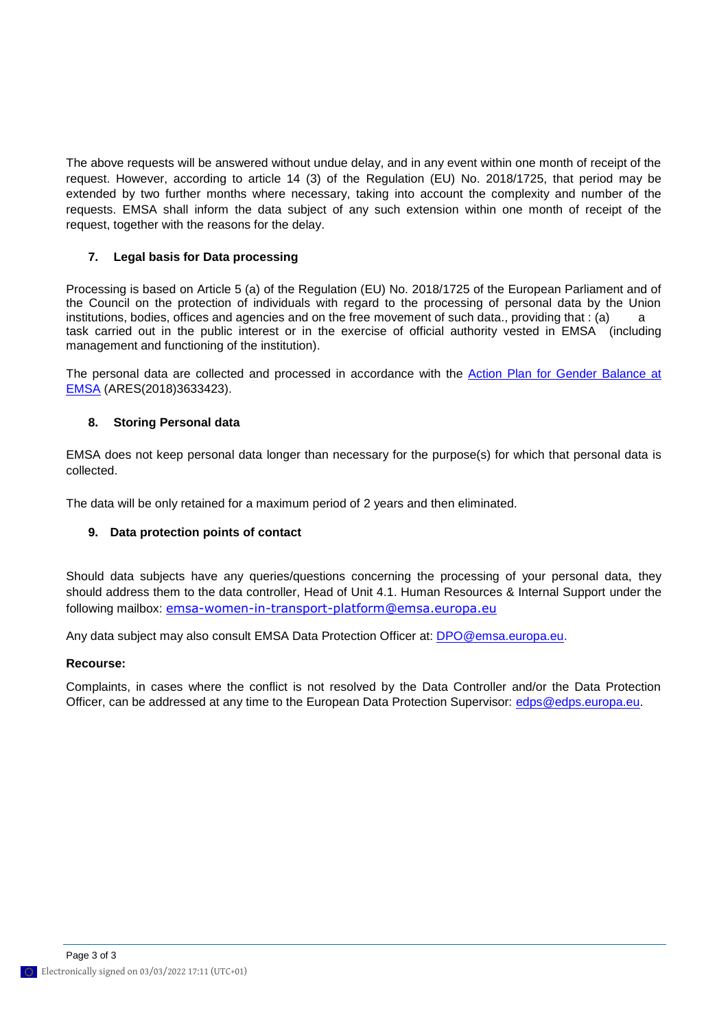The above requests will be answered without undue delay, and in any event within one month of receipt of the request. However, according to article 14 (3) of the Regulation (EU) No. 2018/1725, that period may be extended by two further months where necessary, taking into account the complexity and number of the requests. EMSA shall inform the data subject of any such extension within one month of receipt of the request, together with the reasons for the delay.

### 7. Legal basis for Data processing

Processing is based on Article 5 (a) of the Regulation (EU) No. 2018/1725 of the European Parliament and of the Council on the protection of individuals with regard to the processing of personal data by the Union institutions, bodies, offices and agencies and on the free movement of such data., providing that : (a) a task carried out in the public interest or in the exercise of official authority vested in EMSA (including management and functioning of the institution).

The personal data are collected and processed in accordance with the [Action Plan for Gender Balance at EMSA](Action Plan for Gender Balance at EMSA) (ARES(2018)3633423).

### 8. Storing Personal data

EMSA does not keep personal data longer than necessary for the purpose(s) for which that personal data is collected.

The data will be only retained for a maximum period of 2 years and then eliminated.

### 9. Data protection points of contact

Should data subjects have any queries/questions concerning the processing of your personal data, they should address them to the data controller, Head of Unit 4.1. Human Resources & Internal Support under the following mailbox: emsa-women-in-transport-platform@emsa.europa.eu

Any data subject may also consult EMSA Data Protection Officer at: DPO@emsa.europa.eu.

**Recourse:**

Complaints, in cases where the conflict is not resolved by the Data Controller and/or the Data Protection Officer, can be addressed at any time to the European Data Protection Supervisor: edps@edps.europa.eu.

Electronically signed on 03/03/2022 17:11 (UTC+01)